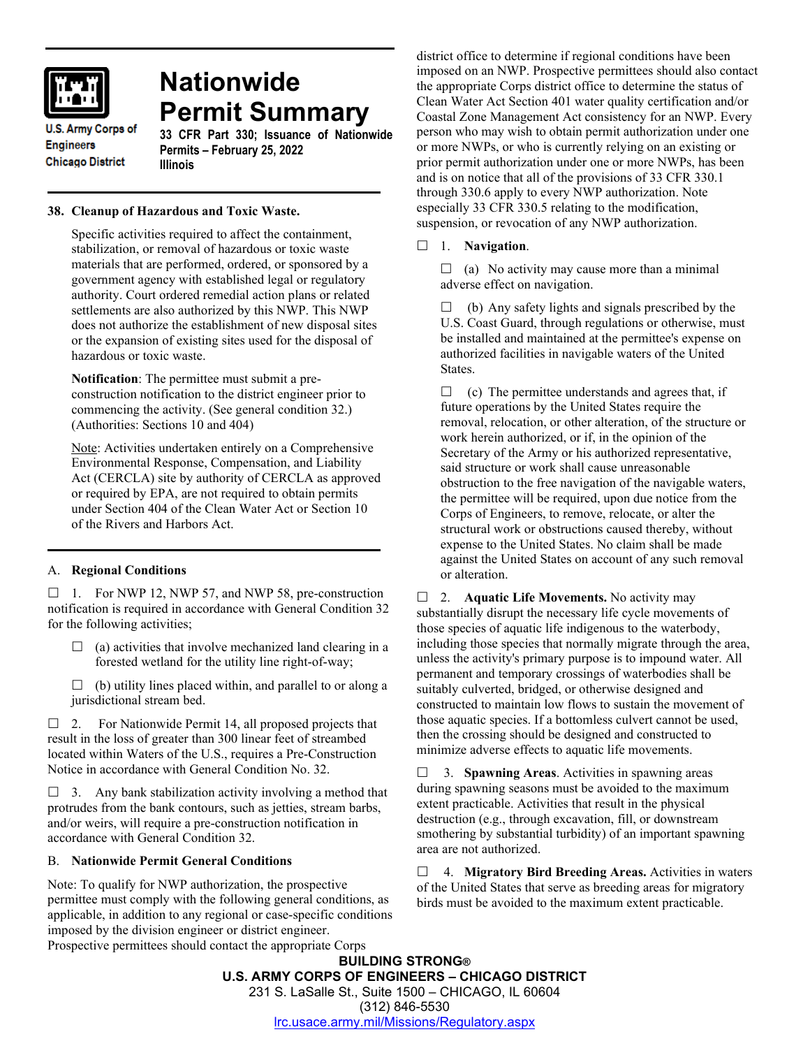U.S. Army Corps of Engineers
Chicago District

# Nationwide Permit Summary

**33 CFR Part 330; Issuance of Nationwide Permits – February 25, 2022**
**Illinois**

### 38. Cleanup of Hazardous and Toxic Waste.

Specific activities required to affect the containment, stabilization, or removal of hazardous or toxic waste materials that are performed, ordered, or sponsored by a government agency with established legal or regulatory authority. Court ordered remedial action plans or related settlements are also authorized by this NWP. This NWP does not authorize the establishment of new disposal sites or the expansion of existing sites used for the disposal of hazardous or toxic waste.

**Notification**: The permittee must submit a pre-construction notification to the district engineer prior to commencing the activity. (See general condition 32.) (Authorities: Sections 10 and 404)

Note: Activities undertaken entirely on a Comprehensive Environmental Response, Compensation, and Liability Act (CERCLA) site by authority of CERCLA as approved or required by EPA, are not required to obtain permits under Section 404 of the Clean Water Act or Section 10 of the Rivers and Harbors Act.

## A. Regional Conditions

☐ 1. For NWP 12, NWP 57, and NWP 58, pre-construction notification is required in accordance with General Condition 32 for the following activities;

☐ (a) activities that involve mechanized land clearing in a forested wetland for the utility line right-of-way;

☐ (b) utility lines placed within, and parallel to or along a jurisdictional stream bed.

☐ 2. For Nationwide Permit 14, all proposed projects that result in the loss of greater than 300 linear feet of streambed located within Waters of the U.S., requires a Pre-Construction Notice in accordance with General Condition No. 32.

☐ 3. Any bank stabilization activity involving a method that protrudes from the bank contours, such as jetties, stream barbs, and/or weirs, will require a pre-construction notification in accordance with General Condition 32.

## B. Nationwide Permit General Conditions

Note: To qualify for NWP authorization, the prospective permittee must comply with the following general conditions, as applicable, in addition to any regional or case-specific conditions imposed by the division engineer or district engineer. Prospective permittees should contact the appropriate Corps district office to determine if regional conditions have been imposed on an NWP. Prospective permittees should also contact the appropriate Corps district office to determine the status of Clean Water Act Section 401 water quality certification and/or Coastal Zone Management Act consistency for an NWP. Every person who may wish to obtain permit authorization under one or more NWPs, or who is currently relying on an existing or prior permit authorization under one or more NWPs, has been and is on notice that all of the provisions of 33 CFR 330.1 through 330.6 apply to every NWP authorization. Note especially 33 CFR 330.5 relating to the modification, suspension, or revocation of any NWP authorization.

☐ 1. **Navigation**.

☐ (a) No activity may cause more than a minimal adverse effect on navigation.

☐ (b) Any safety lights and signals prescribed by the U.S. Coast Guard, through regulations or otherwise, must be installed and maintained at the permittee's expense on authorized facilities in navigable waters of the United States.

☐ (c) The permittee understands and agrees that, if future operations by the United States require the removal, relocation, or other alteration, of the structure or work herein authorized, or if, in the opinion of the Secretary of the Army or his authorized representative, said structure or work shall cause unreasonable obstruction to the free navigation of the navigable waters, the permittee will be required, upon due notice from the Corps of Engineers, to remove, relocate, or alter the structural work or obstructions caused thereby, without expense to the United States. No claim shall be made against the United States on account of any such removal or alteration.

☐ 2. **Aquatic Life Movements.** No activity may substantially disrupt the necessary life cycle movements of those species of aquatic life indigenous to the waterbody, including those species that normally migrate through the area, unless the activity's primary purpose is to impound water. All permanent and temporary crossings of waterbodies shall be suitably culverted, bridged, or otherwise designed and constructed to maintain low flows to sustain the movement of those aquatic species. If a bottomless culvert cannot be used, then the crossing should be designed and constructed to minimize adverse effects to aquatic life movements.

☐ 3. **Spawning Areas**. Activities in spawning areas during spawning seasons must be avoided to the maximum extent practicable. Activities that result in the physical destruction (e.g., through excavation, fill, or downstream smothering by substantial turbidity) of an important spawning area are not authorized.

☐ 4. **Migratory Bird Breeding Areas.** Activities in waters of the United States that serve as breeding areas for migratory birds must be avoided to the maximum extent practicable.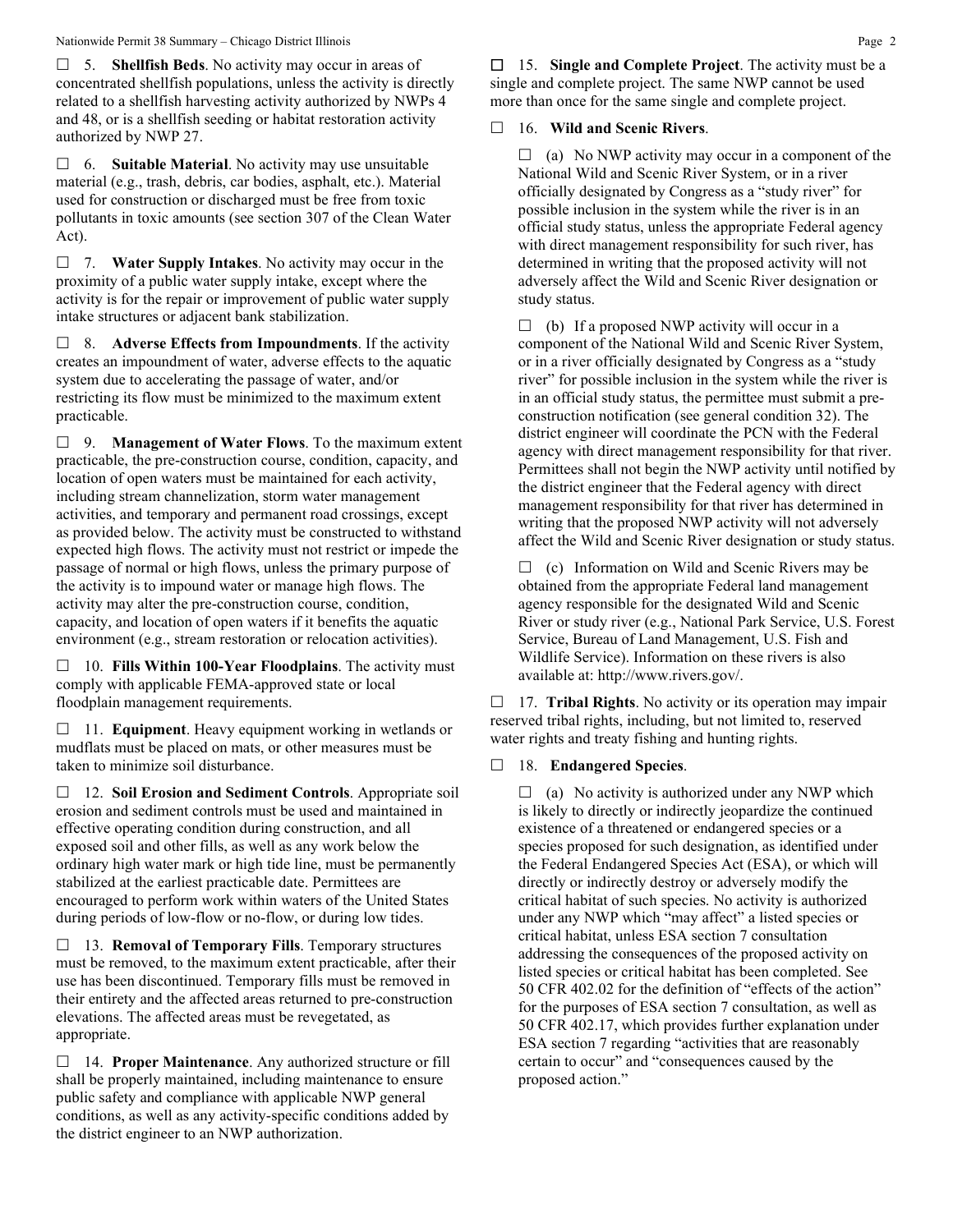☐ 5. **Shellfish Beds**. No activity may occur in areas of concentrated shellfish populations, unless the activity is directly related to a shellfish harvesting activity authorized by NWPs 4 and 48, or is a shellfish seeding or habitat restoration activity authorized by NWP 27.

☐ 6. **Suitable Material**. No activity may use unsuitable material (e.g., trash, debris, car bodies, asphalt, etc.). Material used for construction or discharged must be free from toxic pollutants in toxic amounts (see section 307 of the Clean Water Act).

☐ 7. **Water Supply Intakes**. No activity may occur in the proximity of a public water supply intake, except where the activity is for the repair or improvement of public water supply intake structures or adjacent bank stabilization.

☐ 8. **Adverse Effects from Impoundments**. If the activity creates an impoundment of water, adverse effects to the aquatic system due to accelerating the passage of water, and/or restricting its flow must be minimized to the maximum extent practicable.

☐ 9. **Management of Water Flows**. To the maximum extent practicable, the pre-construction course, condition, capacity, and location of open waters must be maintained for each activity, including stream channelization, storm water management activities, and temporary and permanent road crossings, except as provided below. The activity must be constructed to withstand expected high flows. The activity must not restrict or impede the passage of normal or high flows, unless the primary purpose of the activity is to impound water or manage high flows. The activity may alter the pre-construction course, condition, capacity, and location of open waters if it benefits the aquatic environment (e.g., stream restoration or relocation activities).

☐ 10. **Fills Within 100-Year Floodplains**. The activity must comply with applicable FEMA-approved state or local floodplain management requirements.

☐ 11. **Equipment**. Heavy equipment working in wetlands or mudflats must be placed on mats, or other measures must be taken to minimize soil disturbance.

☐ 12. **Soil Erosion and Sediment Controls**. Appropriate soil erosion and sediment controls must be used and maintained in effective operating condition during construction, and all exposed soil and other fills, as well as any work below the ordinary high water mark or high tide line, must be permanently stabilized at the earliest practicable date. Permittees are encouraged to perform work within waters of the United States during periods of low-flow or no-flow, or during low tides.

☐ 13. **Removal of Temporary Fills**. Temporary structures must be removed, to the maximum extent practicable, after their use has been discontinued. Temporary fills must be removed in their entirety and the affected areas returned to pre-construction elevations. The affected areas must be revegetated, as appropriate.

☐ 14. **Proper Maintenance**. Any authorized structure or fill shall be properly maintained, including maintenance to ensure public safety and compliance with applicable NWP general conditions, as well as any activity-specific conditions added by the district engineer to an NWP authorization.

☐ 15. **Single and Complete Project**. The activity must be a single and complete project. The same NWP cannot be used more than once for the same single and complete project.

☐ 16. **Wild and Scenic Rivers**.

☐ (a) No NWP activity may occur in a component of the National Wild and Scenic River System, or in a river officially designated by Congress as a "study river" for possible inclusion in the system while the river is in an official study status, unless the appropriate Federal agency with direct management responsibility for such river, has determined in writing that the proposed activity will not adversely affect the Wild and Scenic River designation or study status.

☐ (b) If a proposed NWP activity will occur in a component of the National Wild and Scenic River System, or in a river officially designated by Congress as a "study river" for possible inclusion in the system while the river is in an official study status, the permittee must submit a pre-construction notification (see general condition 32). The district engineer will coordinate the PCN with the Federal agency with direct management responsibility for that river. Permittees shall not begin the NWP activity until notified by the district engineer that the Federal agency with direct management responsibility for that river has determined in writing that the proposed NWP activity will not adversely affect the Wild and Scenic River designation or study status.

☐ (c) Information on Wild and Scenic Rivers may be obtained from the appropriate Federal land management agency responsible for the designated Wild and Scenic River or study river (e.g., National Park Service, U.S. Forest Service, Bureau of Land Management, U.S. Fish and Wildlife Service). Information on these rivers is also available at: http://www.rivers.gov/.

☐ 17. **Tribal Rights**. No activity or its operation may impair reserved tribal rights, including, but not limited to, reserved water rights and treaty fishing and hunting rights.

☐ 18. **Endangered Species**.

☐ (a) No activity is authorized under any NWP which is likely to directly or indirectly jeopardize the continued existence of a threatened or endangered species or a species proposed for such designation, as identified under the Federal Endangered Species Act (ESA), or which will directly or indirectly destroy or adversely modify the critical habitat of such species. No activity is authorized under any NWP which "may affect" a listed species or critical habitat, unless ESA section 7 consultation addressing the consequences of the proposed activity on listed species or critical habitat has been completed. See 50 CFR 402.02 for the definition of "effects of the action" for the purposes of ESA section 7 consultation, as well as 50 CFR 402.17, which provides further explanation under ESA section 7 regarding "activities that are reasonably certain to occur" and "consequences caused by the proposed action."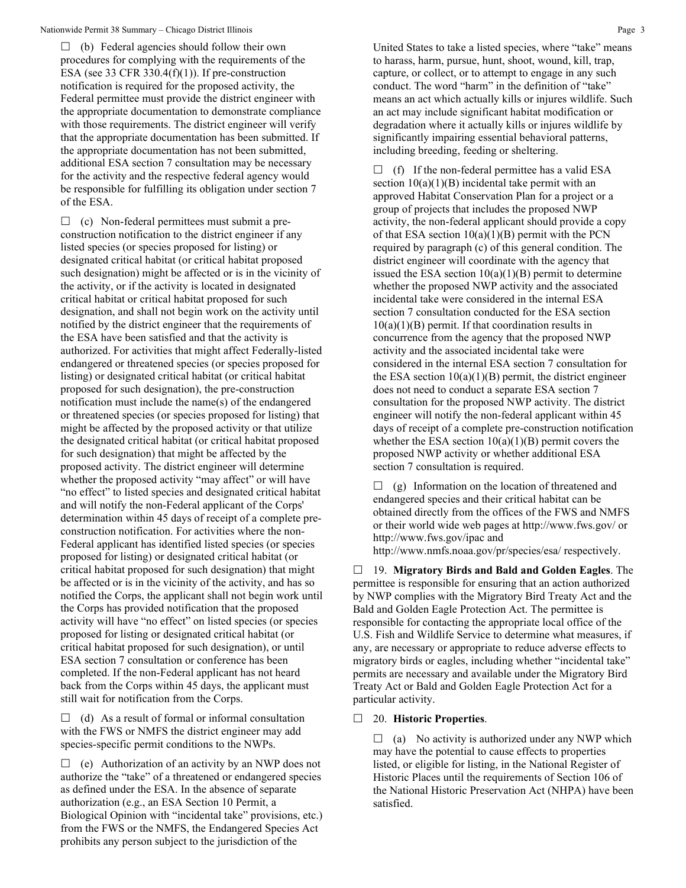☐ (b) Federal agencies should follow their own procedures for complying with the requirements of the ESA (see 33 CFR 330.4(f)(1)). If pre-construction notification is required for the proposed activity, the Federal permittee must provide the district engineer with the appropriate documentation to demonstrate compliance with those requirements. The district engineer will verify that the appropriate documentation has been submitted. If the appropriate documentation has not been submitted, additional ESA section 7 consultation may be necessary for the activity and the respective federal agency would be responsible for fulfilling its obligation under section 7 of the ESA.

☐ (c) Non-federal permittees must submit a pre-construction notification to the district engineer if any listed species (or species proposed for listing) or designated critical habitat (or critical habitat proposed such designation) might be affected or is in the vicinity of the activity, or if the activity is located in designated critical habitat or critical habitat proposed for such designation, and shall not begin work on the activity until notified by the district engineer that the requirements of the ESA have been satisfied and that the activity is authorized. For activities that might affect Federally-listed endangered or threatened species (or species proposed for listing) or designated critical habitat (or critical habitat proposed for such designation), the pre-construction notification must include the name(s) of the endangered or threatened species (or species proposed for listing) that might be affected by the proposed activity or that utilize the designated critical habitat (or critical habitat proposed for such designation) that might be affected by the proposed activity. The district engineer will determine whether the proposed activity "may affect" or will have "no effect" to listed species and designated critical habitat and will notify the non-Federal applicant of the Corps' determination within 45 days of receipt of a complete pre-construction notification. For activities where the non-Federal applicant has identified listed species (or species proposed for listing) or designated critical habitat (or critical habitat proposed for such designation) that might be affected or is in the vicinity of the activity, and has so notified the Corps, the applicant shall not begin work until the Corps has provided notification that the proposed activity will have "no effect" on listed species (or species proposed for listing or designated critical habitat (or critical habitat proposed for such designation), or until ESA section 7 consultation or conference has been completed. If the non-Federal applicant has not heard back from the Corps within 45 days, the applicant must still wait for notification from the Corps.

☐ (d) As a result of formal or informal consultation with the FWS or NMFS the district engineer may add species-specific permit conditions to the NWPs.

☐ (e) Authorization of an activity by an NWP does not authorize the "take" of a threatened or endangered species as defined under the ESA. In the absence of separate authorization (e.g., an ESA Section 10 Permit, a Biological Opinion with "incidental take" provisions, etc.) from the FWS or the NMFS, the Endangered Species Act prohibits any person subject to the jurisdiction of the United States to take a listed species, where "take" means to harass, harm, pursue, hunt, shoot, wound, kill, trap, capture, or collect, or to attempt to engage in any such conduct. The word "harm" in the definition of "take" means an act which actually kills or injures wildlife. Such an act may include significant habitat modification or degradation where it actually kills or injures wildlife by significantly impairing essential behavioral patterns, including breeding, feeding or sheltering.

☐ (f) If the non-federal permittee has a valid ESA section 10(a)(1)(B) incidental take permit with an approved Habitat Conservation Plan for a project or a group of projects that includes the proposed NWP activity, the non-federal applicant should provide a copy of that ESA section 10(a)(1)(B) permit with the PCN required by paragraph (c) of this general condition. The district engineer will coordinate with the agency that issued the ESA section 10(a)(1)(B) permit to determine whether the proposed NWP activity and the associated incidental take were considered in the internal ESA section 7 consultation conducted for the ESA section 10(a)(1)(B) permit. If that coordination results in concurrence from the agency that the proposed NWP activity and the associated incidental take were considered in the internal ESA section 7 consultation for the ESA section 10(a)(1)(B) permit, the district engineer does not need to conduct a separate ESA section 7 consultation for the proposed NWP activity. The district engineer will notify the non-federal applicant within 45 days of receipt of a complete pre-construction notification whether the ESA section 10(a)(1)(B) permit covers the proposed NWP activity or whether additional ESA section 7 consultation is required.

☐ (g) Information on the location of threatened and endangered species and their critical habitat can be obtained directly from the offices of the FWS and NMFS or their world wide web pages at http://www.fws.gov/ or http://www.fws.gov/ipac and http://www.nmfs.noaa.gov/pr/species/esa/ respectively.

☐ 19. **Migratory Birds and Bald and Golden Eagles**. The permittee is responsible for ensuring that an action authorized by NWP complies with the Migratory Bird Treaty Act and the Bald and Golden Eagle Protection Act. The permittee is responsible for contacting the appropriate local office of the U.S. Fish and Wildlife Service to determine what measures, if any, are necessary or appropriate to reduce adverse effects to migratory birds or eagles, including whether "incidental take" permits are necessary and available under the Migratory Bird Treaty Act or Bald and Golden Eagle Protection Act for a particular activity.

☐ 20. **Historic Properties**.

☐ (a) No activity is authorized under any NWP which may have the potential to cause effects to properties listed, or eligible for listing, in the National Register of Historic Places until the requirements of Section 106 of the National Historic Preservation Act (NHPA) have been satisfied.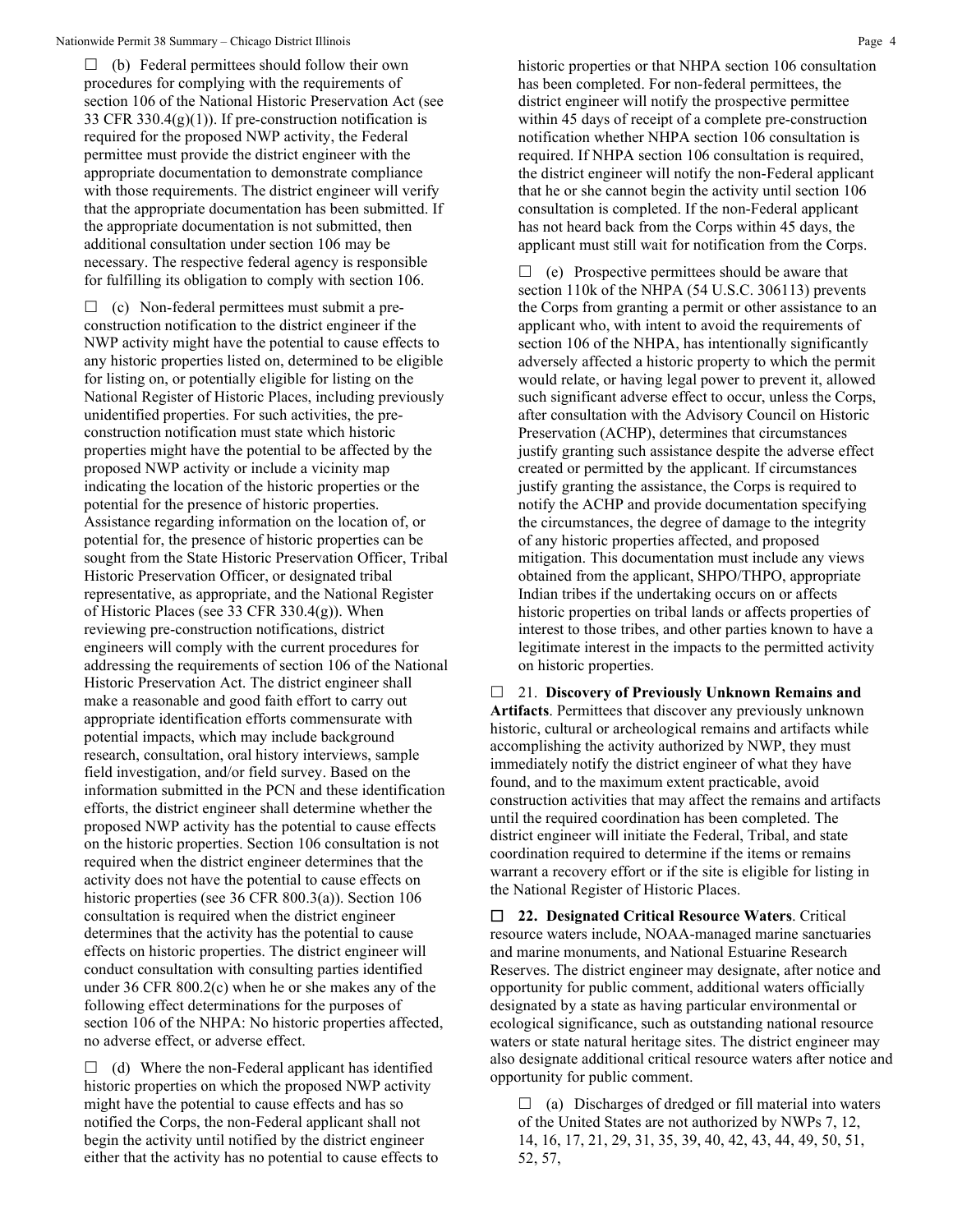☐ (b) Federal permittees should follow their own procedures for complying with the requirements of section 106 of the National Historic Preservation Act (see 33 CFR 330.4(g)(1)). If pre-construction notification is required for the proposed NWP activity, the Federal permittee must provide the district engineer with the appropriate documentation to demonstrate compliance with those requirements. The district engineer will verify that the appropriate documentation has been submitted. If the appropriate documentation is not submitted, then additional consultation under section 106 may be necessary. The respective federal agency is responsible for fulfilling its obligation to comply with section 106.

☐ (c) Non-federal permittees must submit a pre-construction notification to the district engineer if the NWP activity might have the potential to cause effects to any historic properties listed on, determined to be eligible for listing on, or potentially eligible for listing on the National Register of Historic Places, including previously unidentified properties. For such activities, the pre-construction notification must state which historic properties might have the potential to be affected by the proposed NWP activity or include a vicinity map indicating the location of the historic properties or the potential for the presence of historic properties. Assistance regarding information on the location of, or potential for, the presence of historic properties can be sought from the State Historic Preservation Officer, Tribal Historic Preservation Officer, or designated tribal representative, as appropriate, and the National Register of Historic Places (see 33 CFR 330.4(g)). When reviewing pre-construction notifications, district engineers will comply with the current procedures for addressing the requirements of section 106 of the National Historic Preservation Act. The district engineer shall make a reasonable and good faith effort to carry out appropriate identification efforts commensurate with potential impacts, which may include background research, consultation, oral history interviews, sample field investigation, and/or field survey. Based on the information submitted in the PCN and these identification efforts, the district engineer shall determine whether the proposed NWP activity has the potential to cause effects on the historic properties. Section 106 consultation is not required when the district engineer determines that the activity does not have the potential to cause effects on historic properties (see 36 CFR 800.3(a)). Section 106 consultation is required when the district engineer determines that the activity has the potential to cause effects on historic properties. The district engineer will conduct consultation with consulting parties identified under 36 CFR 800.2(c) when he or she makes any of the following effect determinations for the purposes of section 106 of the NHPA: No historic properties affected, no adverse effect, or adverse effect.

☐ (d) Where the non-Federal applicant has identified historic properties on which the proposed NWP activity might have the potential to cause effects and has so notified the Corps, the non-Federal applicant shall not begin the activity until notified by the district engineer either that the activity has no potential to cause effects to historic properties or that NHPA section 106 consultation has been completed. For non-federal permittees, the district engineer will notify the prospective permittee within 45 days of receipt of a complete pre-construction notification whether NHPA section 106 consultation is required. If NHPA section 106 consultation is required, the district engineer will notify the non-Federal applicant that he or she cannot begin the activity until section 106 consultation is completed. If the non-Federal applicant has not heard back from the Corps within 45 days, the applicant must still wait for notification from the Corps.

☐ (e) Prospective permittees should be aware that section 110k of the NHPA (54 U.S.C. 306113) prevents the Corps from granting a permit or other assistance to an applicant who, with intent to avoid the requirements of section 106 of the NHPA, has intentionally significantly adversely affected a historic property to which the permit would relate, or having legal power to prevent it, allowed such significant adverse effect to occur, unless the Corps, after consultation with the Advisory Council on Historic Preservation (ACHP), determines that circumstances justify granting such assistance despite the adverse effect created or permitted by the applicant. If circumstances justify granting the assistance, the Corps is required to notify the ACHP and provide documentation specifying the circumstances, the degree of damage to the integrity of any historic properties affected, and proposed mitigation. This documentation must include any views obtained from the applicant, SHPO/THPO, appropriate Indian tribes if the undertaking occurs on or affects historic properties on tribal lands or affects properties of interest to those tribes, and other parties known to have a legitimate interest in the impacts to the permitted activity on historic properties.

☐ 21. **Discovery of Previously Unknown Remains and Artifacts**. Permittees that discover any previously unknown historic, cultural or archeological remains and artifacts while accomplishing the activity authorized by NWP, they must immediately notify the district engineer of what they have found, and to the maximum extent practicable, avoid construction activities that may affect the remains and artifacts until the required coordination has been completed. The district engineer will initiate the Federal, Tribal, and state coordination required to determine if the items or remains warrant a recovery effort or if the site is eligible for listing in the National Register of Historic Places.

☐ **22. Designated Critical Resource Waters**. Critical resource waters include, NOAA-managed marine sanctuaries and marine monuments, and National Estuarine Research Reserves. The district engineer may designate, after notice and opportunity for public comment, additional waters officially designated by a state as having particular environmental or ecological significance, such as outstanding national resource waters or state natural heritage sites. The district engineer may also designate additional critical resource waters after notice and opportunity for public comment.

☐ (a) Discharges of dredged or fill material into waters of the United States are not authorized by NWPs 7, 12, 14, 16, 17, 21, 29, 31, 35, 39, 40, 42, 43, 44, 49, 50, 51, 52, 57,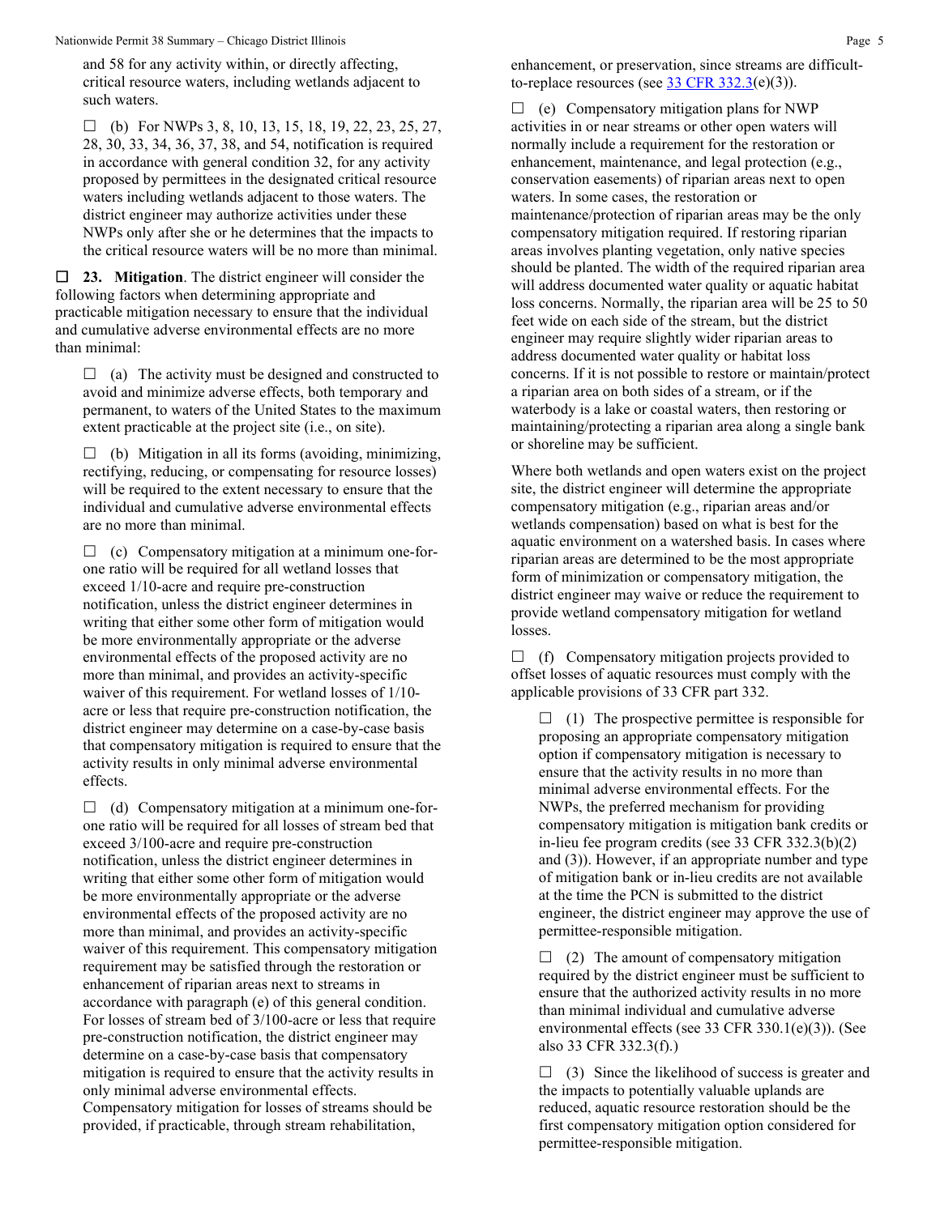and 58 for any activity within, or directly affecting, critical resource waters, including wetlands adjacent to such waters.

☐ (b) For NWPs 3, 8, 10, 13, 15, 18, 19, 22, 23, 25, 27, 28, 30, 33, 34, 36, 37, 38, and 54, notification is required in accordance with general condition 32, for any activity proposed by permittees in the designated critical resource waters including wetlands adjacent to those waters. The district engineer may authorize activities under these NWPs only after she or he determines that the impacts to the critical resource waters will be no more than minimal.

☐ **23. Mitigation**. The district engineer will consider the following factors when determining appropriate and practicable mitigation necessary to ensure that the individual and cumulative adverse environmental effects are no more than minimal:

☐ (a) The activity must be designed and constructed to avoid and minimize adverse effects, both temporary and permanent, to waters of the United States to the maximum extent practicable at the project site (i.e., on site).

☐ (b) Mitigation in all its forms (avoiding, minimizing, rectifying, reducing, or compensating for resource losses) will be required to the extent necessary to ensure that the individual and cumulative adverse environmental effects are no more than minimal.

☐ (c) Compensatory mitigation at a minimum one-for-one ratio will be required for all wetland losses that exceed 1/10-acre and require pre-construction notification, unless the district engineer determines in writing that either some other form of mitigation would be more environmentally appropriate or the adverse environmental effects of the proposed activity are no more than minimal, and provides an activity-specific waiver of this requirement. For wetland losses of 1/10-acre or less that require pre-construction notification, the district engineer may determine on a case-by-case basis that compensatory mitigation is required to ensure that the activity results in only minimal adverse environmental effects.

☐ (d) Compensatory mitigation at a minimum one-for-one ratio will be required for all losses of stream bed that exceed 3/100-acre and require pre-construction notification, unless the district engineer determines in writing that either some other form of mitigation would be more environmentally appropriate or the adverse environmental effects of the proposed activity are no more than minimal, and provides an activity-specific waiver of this requirement. This compensatory mitigation requirement may be satisfied through the restoration or enhancement of riparian areas next to streams in accordance with paragraph (e) of this general condition. For losses of stream bed of 3/100-acre or less that require pre-construction notification, the district engineer may determine on a case-by-case basis that compensatory mitigation is required to ensure that the activity results in only minimal adverse environmental effects. Compensatory mitigation for losses of streams should be provided, if practicable, through stream rehabilitation, enhancement, or preservation, since streams are difficult-to-replace resources (see [33 CFR 332.3](33 CFR 332.3)(e)(3)).

☐ (e) Compensatory mitigation plans for NWP activities in or near streams or other open waters will normally include a requirement for the restoration or enhancement, maintenance, and legal protection (e.g., conservation easements) of riparian areas next to open waters. In some cases, the restoration or maintenance/protection of riparian areas may be the only compensatory mitigation required. If restoring riparian areas involves planting vegetation, only native species should be planted. The width of the required riparian area will address documented water quality or aquatic habitat loss concerns. Normally, the riparian area will be 25 to 50 feet wide on each side of the stream, but the district engineer may require slightly wider riparian areas to address documented water quality or habitat loss concerns. If it is not possible to restore or maintain/protect a riparian area on both sides of a stream, or if the waterbody is a lake or coastal waters, then restoring or maintaining/protecting a riparian area along a single bank or shoreline may be sufficient.

Where both wetlands and open waters exist on the project site, the district engineer will determine the appropriate compensatory mitigation (e.g., riparian areas and/or wetlands compensation) based on what is best for the aquatic environment on a watershed basis. In cases where riparian areas are determined to be the most appropriate form of minimization or compensatory mitigation, the district engineer may waive or reduce the requirement to provide wetland compensatory mitigation for wetland losses.

☐ (f) Compensatory mitigation projects provided to offset losses of aquatic resources must comply with the applicable provisions of 33 CFR part 332.

☐ (1) The prospective permittee is responsible for proposing an appropriate compensatory mitigation option if compensatory mitigation is necessary to ensure that the activity results in no more than minimal adverse environmental effects. For the NWPs, the preferred mechanism for providing compensatory mitigation is mitigation bank credits or in-lieu fee program credits (see 33 CFR 332.3(b)(2) and (3)). However, if an appropriate number and type of mitigation bank or in-lieu credits are not available at the time the PCN is submitted to the district engineer, the district engineer may approve the use of permittee-responsible mitigation.

☐ (2) The amount of compensatory mitigation required by the district engineer must be sufficient to ensure that the authorized activity results in no more than minimal individual and cumulative adverse environmental effects (see 33 CFR 330.1(e)(3)). (See also 33 CFR 332.3(f).)

☐ (3) Since the likelihood of success is greater and the impacts to potentially valuable uplands are reduced, aquatic resource restoration should be the first compensatory mitigation option considered for permittee-responsible mitigation.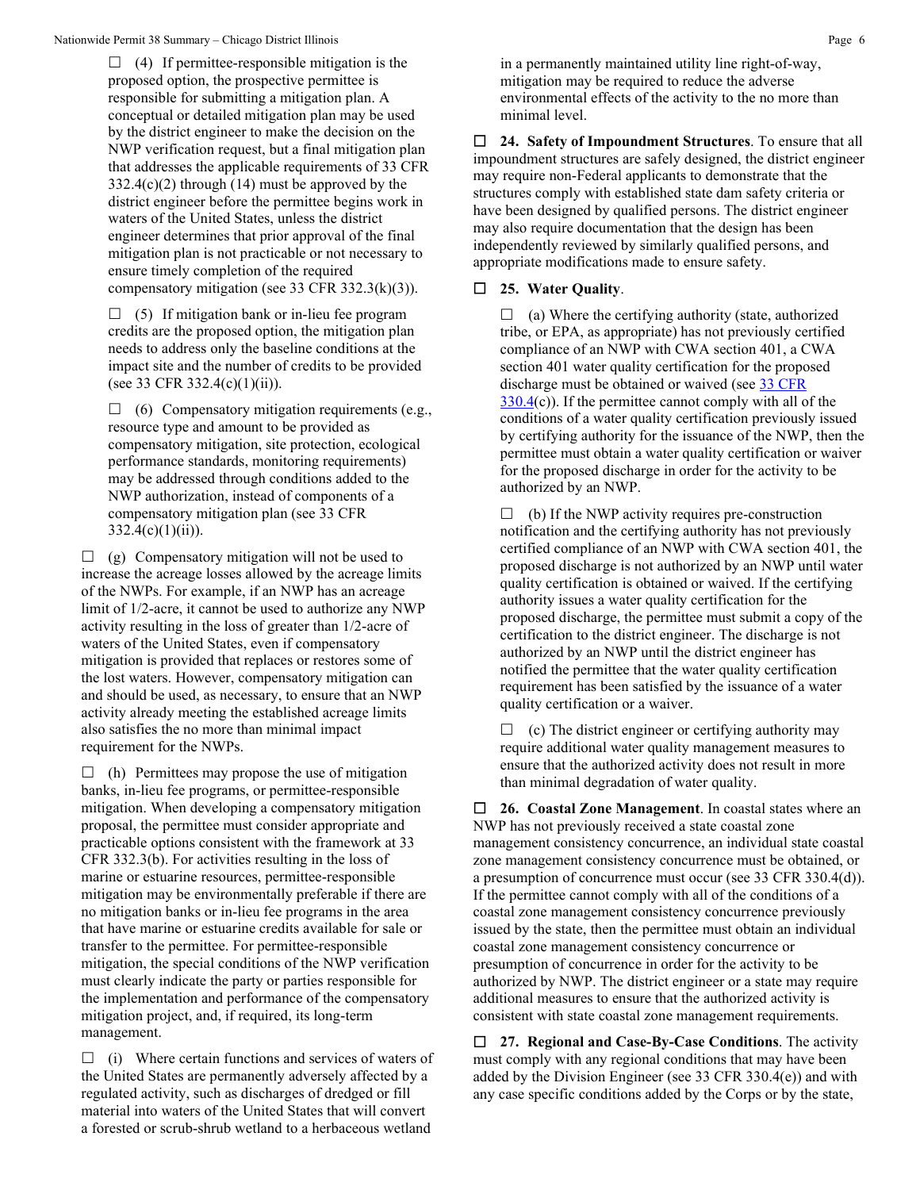☐ (4) If permittee-responsible mitigation is the proposed option, the prospective permittee is responsible for submitting a mitigation plan. A conceptual or detailed mitigation plan may be used by the district engineer to make the decision on the NWP verification request, but a final mitigation plan that addresses the applicable requirements of 33 CFR 332.4(c)(2) through (14) must be approved by the district engineer before the permittee begins work in waters of the United States, unless the district engineer determines that prior approval of the final mitigation plan is not practicable or not necessary to ensure timely completion of the required compensatory mitigation (see 33 CFR 332.3(k)(3)).

☐ (5) If mitigation bank or in-lieu fee program credits are the proposed option, the mitigation plan needs to address only the baseline conditions at the impact site and the number of credits to be provided (see 33 CFR 332.4(c)(1)(ii)).

☐ (6) Compensatory mitigation requirements (e.g., resource type and amount to be provided as compensatory mitigation, site protection, ecological performance standards, monitoring requirements) may be addressed through conditions added to the NWP authorization, instead of components of a compensatory mitigation plan (see 33 CFR 332.4(c)(1)(ii)).

☐ (g) Compensatory mitigation will not be used to increase the acreage losses allowed by the acreage limits of the NWPs. For example, if an NWP has an acreage limit of 1/2-acre, it cannot be used to authorize any NWP activity resulting in the loss of greater than 1/2-acre of waters of the United States, even if compensatory mitigation is provided that replaces or restores some of the lost waters. However, compensatory mitigation can and should be used, as necessary, to ensure that an NWP activity already meeting the established acreage limits also satisfies the no more than minimal impact requirement for the NWPs.

☐ (h) Permittees may propose the use of mitigation banks, in-lieu fee programs, or permittee-responsible mitigation. When developing a compensatory mitigation proposal, the permittee must consider appropriate and practicable options consistent with the framework at 33 CFR 332.3(b). For activities resulting in the loss of marine or estuarine resources, permittee-responsible mitigation may be environmentally preferable if there are no mitigation banks or in-lieu fee programs in the area that have marine or estuarine credits available for sale or transfer to the permittee. For permittee-responsible mitigation, the special conditions of the NWP verification must clearly indicate the party or parties responsible for the implementation and performance of the compensatory mitigation project, and, if required, its long-term management.

☐ (i) Where certain functions and services of waters of the United States are permanently adversely affected by a regulated activity, such as discharges of dredged or fill material into waters of the United States that will convert a forested or scrub-shrub wetland to a herbaceous wetland in a permanently maintained utility line right-of-way, mitigation may be required to reduce the adverse environmental effects of the activity to the no more than minimal level.

☐ **24. Safety of Impoundment Structures**. To ensure that all impoundment structures are safely designed, the district engineer may require non-Federal applicants to demonstrate that the structures comply with established state dam safety criteria or have been designed by qualified persons. The district engineer may also require documentation that the design has been independently reviewed by similarly qualified persons, and appropriate modifications made to ensure safety.

☐ **25. Water Quality**.

☐ (a) Where the certifying authority (state, authorized tribe, or EPA, as appropriate) has not previously certified compliance of an NWP with CWA section 401, a CWA section 401 water quality certification for the proposed discharge must be obtained or waived (see 33 CFR 330.4(c)). If the permittee cannot comply with all of the conditions of a water quality certification previously issued by certifying authority for the issuance of the NWP, then the permittee must obtain a water quality certification or waiver for the proposed discharge in order for the activity to be authorized by an NWP.

☐ (b) If the NWP activity requires pre-construction notification and the certifying authority has not previously certified compliance of an NWP with CWA section 401, the proposed discharge is not authorized by an NWP until water quality certification is obtained or waived. If the certifying authority issues a water quality certification for the proposed discharge, the permittee must submit a copy of the certification to the district engineer. The discharge is not authorized by an NWP until the district engineer has notified the permittee that the water quality certification requirement has been satisfied by the issuance of a water quality certification or a waiver.

☐ (c) The district engineer or certifying authority may require additional water quality management measures to ensure that the authorized activity does not result in more than minimal degradation of water quality.

☐ **26. Coastal Zone Management**. In coastal states where an NWP has not previously received a state coastal zone management consistency concurrence, an individual state coastal zone management consistency concurrence must be obtained, or a presumption of concurrence must occur (see 33 CFR 330.4(d)). If the permittee cannot comply with all of the conditions of a coastal zone management consistency concurrence previously issued by the state, then the permittee must obtain an individual coastal zone management consistency concurrence or presumption of concurrence in order for the activity to be authorized by NWP. The district engineer or a state may require additional measures to ensure that the authorized activity is consistent with state coastal zone management requirements.

☐ **27. Regional and Case-By-Case Conditions**. The activity must comply with any regional conditions that may have been added by the Division Engineer (see 33 CFR 330.4(e)) and with any case specific conditions added by the Corps or by the state,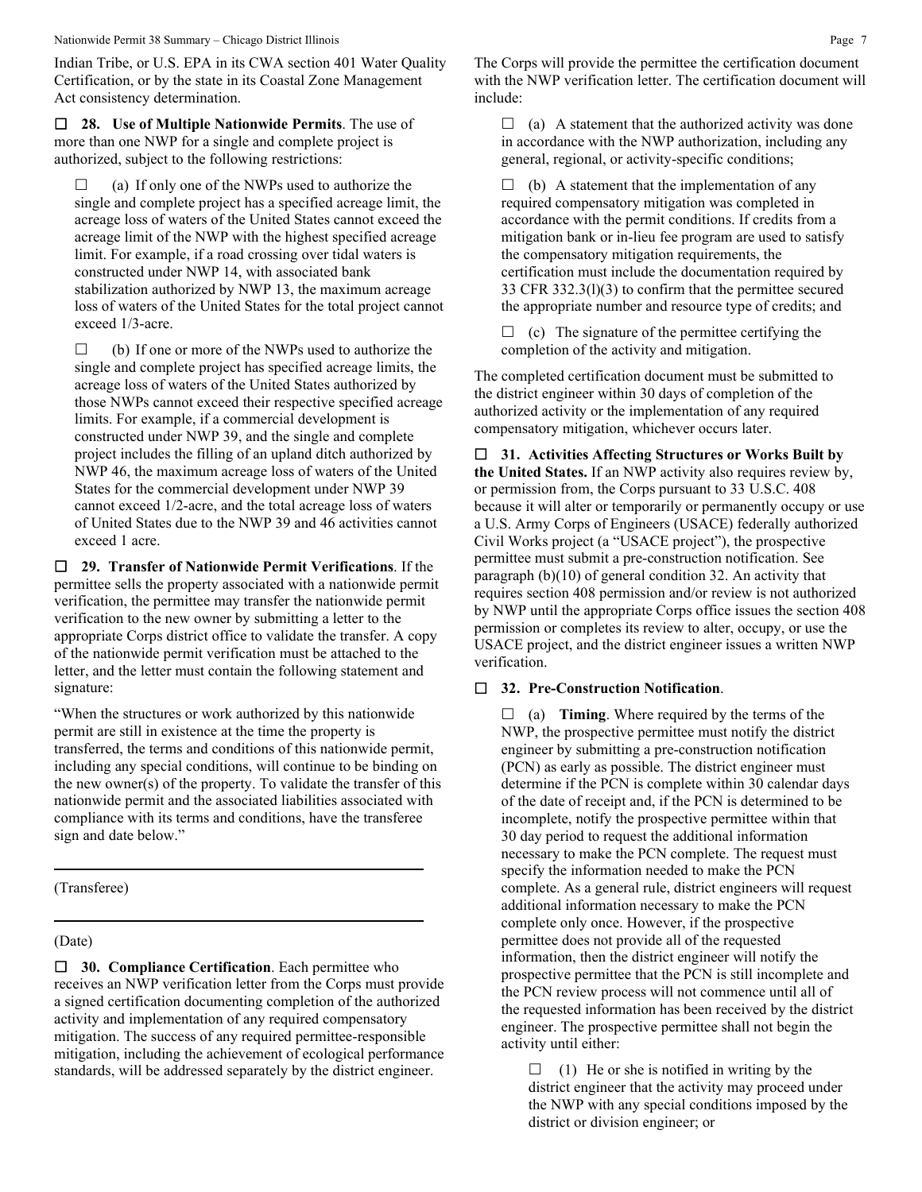Indian Tribe, or U.S. EPA in its CWA section 401 Water Quality Certification, or by the state in its Coastal Zone Management Act consistency determination.

☐ **28. Use of Multiple Nationwide Permits**. The use of more than one NWP for a single and complete project is authorized, subject to the following restrictions:

☐ (a) If only one of the NWPs used to authorize the single and complete project has a specified acreage limit, the acreage loss of waters of the United States cannot exceed the acreage limit of the NWP with the highest specified acreage limit. For example, if a road crossing over tidal waters is constructed under NWP 14, with associated bank stabilization authorized by NWP 13, the maximum acreage loss of waters of the United States for the total project cannot exceed 1/3-acre.

☐ (b) If one or more of the NWPs used to authorize the single and complete project has specified acreage limits, the acreage loss of waters of the United States authorized by those NWPs cannot exceed their respective specified acreage limits. For example, if a commercial development is constructed under NWP 39, and the single and complete project includes the filling of an upland ditch authorized by NWP 46, the maximum acreage loss of waters of the United States for the commercial development under NWP 39 cannot exceed 1/2-acre, and the total acreage loss of waters of United States due to the NWP 39 and 46 activities cannot exceed 1 acre.

☐ **29. Transfer of Nationwide Permit Verifications**. If the permittee sells the property associated with a nationwide permit verification, the permittee may transfer the nationwide permit verification to the new owner by submitting a letter to the appropriate Corps district office to validate the transfer. A copy of the nationwide permit verification must be attached to the letter, and the letter must contain the following statement and signature:

"When the structures or work authorized by this nationwide permit are still in existence at the time the property is transferred, the terms and conditions of this nationwide permit, including any special conditions, will continue to be binding on the new owner(s) of the property. To validate the transfer of this nationwide permit and the associated liabilities associated with compliance with its terms and conditions, have the transferee sign and date below."

\_\_\_\_\_\_\_\_\_\_\_\_\_\_\_\_\_\_\_\_\_\_\_\_\_\_\_\_\_\_\_\_\_\_\_\_\_\_\_\_

(Transferee)

\_\_\_\_\_\_\_\_\_\_\_\_\_\_\_\_\_\_\_\_\_\_\_\_\_\_\_\_\_\_\_\_\_\_\_\_\_\_\_\_

(Date)

☐ **30. Compliance Certification**. Each permittee who receives an NWP verification letter from the Corps must provide a signed certification documenting completion of the authorized activity and implementation of any required compensatory mitigation. The success of any required permittee-responsible mitigation, including the achievement of ecological performance standards, will be addressed separately by the district engineer. The Corps will provide the permittee the certification document with the NWP verification letter. The certification document will include:

☐ (a) A statement that the authorized activity was done in accordance with the NWP authorization, including any general, regional, or activity-specific conditions;

☐ (b) A statement that the implementation of any required compensatory mitigation was completed in accordance with the permit conditions. If credits from a mitigation bank or in-lieu fee program are used to satisfy the compensatory mitigation requirements, the certification must include the documentation required by 33 CFR 332.3(l)(3) to confirm that the permittee secured the appropriate number and resource type of credits; and

☐ (c) The signature of the permittee certifying the completion of the activity and mitigation.

The completed certification document must be submitted to the district engineer within 30 days of completion of the authorized activity or the implementation of any required compensatory mitigation, whichever occurs later.

☐ **31. Activities Affecting Structures or Works Built by the United States.** If an NWP activity also requires review by, or permission from, the Corps pursuant to 33 U.S.C. 408 because it will alter or temporarily or permanently occupy or use a U.S. Army Corps of Engineers (USACE) federally authorized Civil Works project (a "USACE project"), the prospective permittee must submit a pre-construction notification. See paragraph (b)(10) of general condition 32. An activity that requires section 408 permission and/or review is not authorized by NWP until the appropriate Corps office issues the section 408 permission or completes its review to alter, occupy, or use the USACE project, and the district engineer issues a written NWP verification.

☐ **32. Pre-Construction Notification**.

☐ (a) **Timing**. Where required by the terms of the NWP, the prospective permittee must notify the district engineer by submitting a pre-construction notification (PCN) as early as possible. The district engineer must determine if the PCN is complete within 30 calendar days of the date of receipt and, if the PCN is determined to be incomplete, notify the prospective permittee within that 30 day period to request the additional information necessary to make the PCN complete. The request must specify the information needed to make the PCN complete. As a general rule, district engineers will request additional information necessary to make the PCN complete only once. However, if the prospective permittee does not provide all of the requested information, then the district engineer will notify the prospective permittee that the PCN is still incomplete and the PCN review process will not commence until all of the requested information has been received by the district engineer. The prospective permittee shall not begin the activity until either:

☐ (1) He or she is notified in writing by the district engineer that the activity may proceed under the NWP with any special conditions imposed by the district or division engineer; or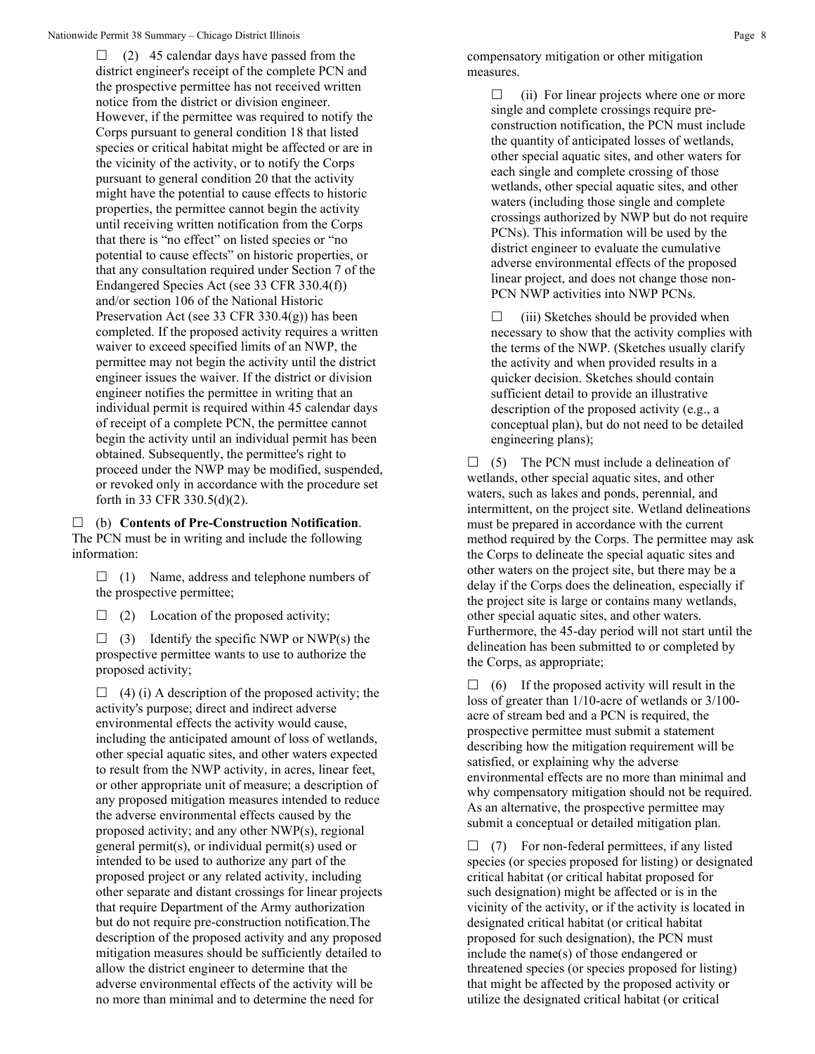☐ (2) 45 calendar days have passed from the district engineer's receipt of the complete PCN and the prospective permittee has not received written notice from the district or division engineer. However, if the permittee was required to notify the Corps pursuant to general condition 18 that listed species or critical habitat might be affected or are in the vicinity of the activity, or to notify the Corps pursuant to general condition 20 that the activity might have the potential to cause effects to historic properties, the permittee cannot begin the activity until receiving written notification from the Corps that there is "no effect" on listed species or "no potential to cause effects" on historic properties, or that any consultation required under Section 7 of the Endangered Species Act (see 33 CFR 330.4(f)) and/or section 106 of the National Historic Preservation Act (see 33 CFR 330.4(g)) has been completed. If the proposed activity requires a written waiver to exceed specified limits of an NWP, the permittee may not begin the activity until the district engineer issues the waiver. If the district or division engineer notifies the permittee in writing that an individual permit is required within 45 calendar days of receipt of a complete PCN, the permittee cannot begin the activity until an individual permit has been obtained. Subsequently, the permittee's right to proceed under the NWP may be modified, suspended, or revoked only in accordance with the procedure set forth in 33 CFR 330.5(d)(2).

☐ (b) **Contents of Pre-Construction Notification**. The PCN must be in writing and include the following information:

☐ (1) Name, address and telephone numbers of the prospective permittee;

☐ (2) Location of the proposed activity;

☐ (3) Identify the specific NWP or NWP(s) the prospective permittee wants to use to authorize the proposed activity;

☐ (4) (i) A description of the proposed activity; the activity's purpose; direct and indirect adverse environmental effects the activity would cause, including the anticipated amount of loss of wetlands, other special aquatic sites, and other waters expected to result from the NWP activity, in acres, linear feet, or other appropriate unit of measure; a description of any proposed mitigation measures intended to reduce the adverse environmental effects caused by the proposed activity; and any other NWP(s), regional general permit(s), or individual permit(s) used or intended to be used to authorize any part of the proposed project or any related activity, including other separate and distant crossings for linear projects that require Department of the Army authorization but do not require pre-construction notification.The description of the proposed activity and any proposed mitigation measures should be sufficiently detailed to allow the district engineer to determine that the adverse environmental effects of the activity will be no more than minimal and to determine the need for compensatory mitigation or other mitigation measures.

☐ (ii) For linear projects where one or more single and complete crossings require pre-construction notification, the PCN must include the quantity of anticipated losses of wetlands, other special aquatic sites, and other waters for each single and complete crossing of those wetlands, other special aquatic sites, and other waters (including those single and complete crossings authorized by NWP but do not require PCNs). This information will be used by the district engineer to evaluate the cumulative adverse environmental effects of the proposed linear project, and does not change those non-PCN NWP activities into NWP PCNs.

☐ (iii) Sketches should be provided when necessary to show that the activity complies with the terms of the NWP. (Sketches usually clarify the activity and when provided results in a quicker decision. Sketches should contain sufficient detail to provide an illustrative description of the proposed activity (e.g., a conceptual plan), but do not need to be detailed engineering plans);

☐ (5) The PCN must include a delineation of wetlands, other special aquatic sites, and other waters, such as lakes and ponds, perennial, and intermittent, on the project site. Wetland delineations must be prepared in accordance with the current method required by the Corps. The permittee may ask the Corps to delineate the special aquatic sites and other waters on the project site, but there may be a delay if the Corps does the delineation, especially if the project site is large or contains many wetlands, other special aquatic sites, and other waters. Furthermore, the 45-day period will not start until the delineation has been submitted to or completed by the Corps, as appropriate;

☐ (6) If the proposed activity will result in the loss of greater than 1/10-acre of wetlands or 3/100-acre of stream bed and a PCN is required, the prospective permittee must submit a statement describing how the mitigation requirement will be satisfied, or explaining why the adverse environmental effects are no more than minimal and why compensatory mitigation should not be required. As an alternative, the prospective permittee may submit a conceptual or detailed mitigation plan.

☐ (7) For non-federal permittees, if any listed species (or species proposed for listing) or designated critical habitat (or critical habitat proposed for such designation) might be affected or is in the vicinity of the activity, or if the activity is located in designated critical habitat (or critical habitat proposed for such designation), the PCN must include the name(s) of those endangered or threatened species (or species proposed for listing) that might be affected by the proposed activity or utilize the designated critical habitat (or critical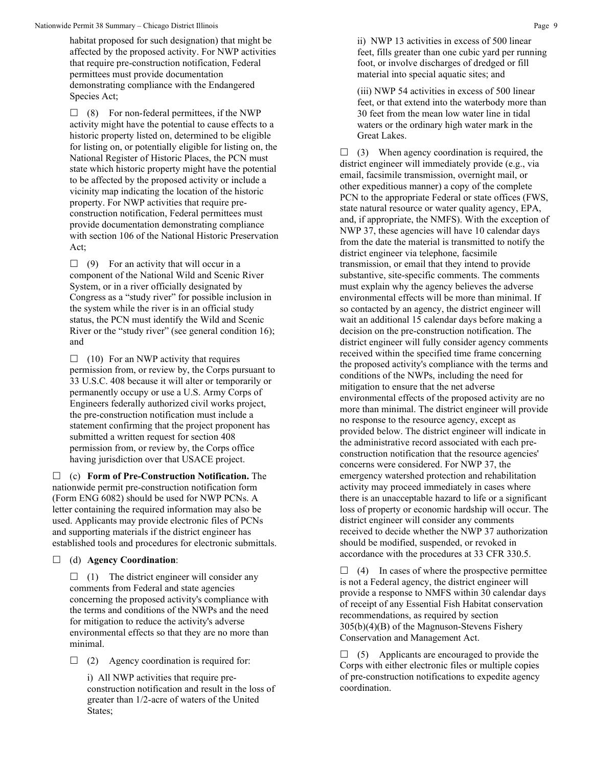habitat proposed for such designation) that might be affected by the proposed activity. For NWP activities that require pre-construction notification, Federal permittees must provide documentation demonstrating compliance with the Endangered Species Act;

☐ (8) For non-federal permittees, if the NWP activity might have the potential to cause effects to a historic property listed on, determined to be eligible for listing on, or potentially eligible for listing on, the National Register of Historic Places, the PCN must state which historic property might have the potential to be affected by the proposed activity or include a vicinity map indicating the location of the historic property. For NWP activities that require pre-construction notification, Federal permittees must provide documentation demonstrating compliance with section 106 of the National Historic Preservation Act;

☐ (9) For an activity that will occur in a component of the National Wild and Scenic River System, or in a river officially designated by Congress as a "study river" for possible inclusion in the system while the river is in an official study status, the PCN must identify the Wild and Scenic River or the "study river" (see general condition 16); and

☐ (10) For an NWP activity that requires permission from, or review by, the Corps pursuant to 33 U.S.C. 408 because it will alter or temporarily or permanently occupy or use a U.S. Army Corps of Engineers federally authorized civil works project, the pre-construction notification must include a statement confirming that the project proponent has submitted a written request for section 408 permission from, or review by, the Corps office having jurisdiction over that USACE project.

☐ (c) **Form of Pre-Construction Notification.** The nationwide permit pre-construction notification form (Form ENG 6082) should be used for NWP PCNs. A letter containing the required information may also be used. Applicants may provide electronic files of PCNs and supporting materials if the district engineer has established tools and procedures for electronic submittals.

☐ (d) **Agency Coordination**:

☐ (1) The district engineer will consider any comments from Federal and state agencies concerning the proposed activity's compliance with the terms and conditions of the NWPs and the need for mitigation to reduce the activity's adverse environmental effects so that they are no more than minimal.

☐ (2) Agency coordination is required for:

i) All NWP activities that require pre-construction notification and result in the loss of greater than 1/2-acre of waters of the United States;

ii) NWP 13 activities in excess of 500 linear feet, fills greater than one cubic yard per running foot, or involve discharges of dredged or fill material into special aquatic sites; and

(iii) NWP 54 activities in excess of 500 linear feet, or that extend into the waterbody more than 30 feet from the mean low water line in tidal waters or the ordinary high water mark in the Great Lakes.

☐ (3) When agency coordination is required, the district engineer will immediately provide (e.g., via email, facsimile transmission, overnight mail, or other expeditious manner) a copy of the complete PCN to the appropriate Federal or state offices (FWS, state natural resource or water quality agency, EPA, and, if appropriate, the NMFS). With the exception of NWP 37, these agencies will have 10 calendar days from the date the material is transmitted to notify the district engineer via telephone, facsimile transmission, or email that they intend to provide substantive, site-specific comments. The comments must explain why the agency believes the adverse environmental effects will be more than minimal. If so contacted by an agency, the district engineer will wait an additional 15 calendar days before making a decision on the pre-construction notification. The district engineer will fully consider agency comments received within the specified time frame concerning the proposed activity's compliance with the terms and conditions of the NWPs, including the need for mitigation to ensure that the net adverse environmental effects of the proposed activity are no more than minimal. The district engineer will provide no response to the resource agency, except as provided below. The district engineer will indicate in the administrative record associated with each pre-construction notification that the resource agencies' concerns were considered. For NWP 37, the emergency watershed protection and rehabilitation activity may proceed immediately in cases where there is an unacceptable hazard to life or a significant loss of property or economic hardship will occur. The district engineer will consider any comments received to decide whether the NWP 37 authorization should be modified, suspended, or revoked in accordance with the procedures at 33 CFR 330.5.

☐ (4) In cases of where the prospective permittee is not a Federal agency, the district engineer will provide a response to NMFS within 30 calendar days of receipt of any Essential Fish Habitat conservation recommendations, as required by section 305(b)(4)(B) of the Magnuson-Stevens Fishery Conservation and Management Act.

☐ (5) Applicants are encouraged to provide the Corps with either electronic files or multiple copies of pre-construction notifications to expedite agency coordination.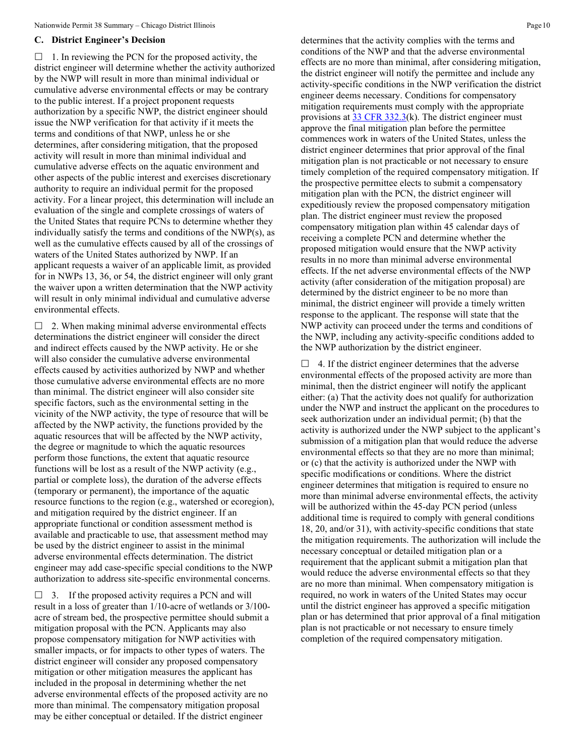## C. District Engineer's Decision

☐ 1. In reviewing the PCN for the proposed activity, the district engineer will determine whether the activity authorized by the NWP will result in more than minimal individual or cumulative adverse environmental effects or may be contrary to the public interest. If a project proponent requests authorization by a specific NWP, the district engineer should issue the NWP verification for that activity if it meets the terms and conditions of that NWP, unless he or she determines, after considering mitigation, that the proposed activity will result in more than minimal individual and cumulative adverse effects on the aquatic environment and other aspects of the public interest and exercises discretionary authority to require an individual permit for the proposed activity. For a linear project, this determination will include an evaluation of the single and complete crossings of waters of the United States that require PCNs to determine whether they individually satisfy the terms and conditions of the NWP(s), as well as the cumulative effects caused by all of the crossings of waters of the United States authorized by NWP. If an applicant requests a waiver of an applicable limit, as provided for in NWPs 13, 36, or 54, the district engineer will only grant the waiver upon a written determination that the NWP activity will result in only minimal individual and cumulative adverse environmental effects.

☐ 2. When making minimal adverse environmental effects determinations the district engineer will consider the direct and indirect effects caused by the NWP activity. He or she will also consider the cumulative adverse environmental effects caused by activities authorized by NWP and whether those cumulative adverse environmental effects are no more than minimal. The district engineer will also consider site specific factors, such as the environmental setting in the vicinity of the NWP activity, the type of resource that will be affected by the NWP activity, the functions provided by the aquatic resources that will be affected by the NWP activity, the degree or magnitude to which the aquatic resources perform those functions, the extent that aquatic resource functions will be lost as a result of the NWP activity (e.g., partial or complete loss), the duration of the adverse effects (temporary or permanent), the importance of the aquatic resource functions to the region (e.g., watershed or ecoregion), and mitigation required by the district engineer. If an appropriate functional or condition assessment method is available and practicable to use, that assessment method may be used by the district engineer to assist in the minimal adverse environmental effects determination. The district engineer may add case-specific special conditions to the NWP authorization to address site-specific environmental concerns.

☐ 3. If the proposed activity requires a PCN and will result in a loss of greater than 1/10-acre of wetlands or 3/100-acre of stream bed, the prospective permittee should submit a mitigation proposal with the PCN. Applicants may also propose compensatory mitigation for NWP activities with smaller impacts, or for impacts to other types of waters. The district engineer will consider any proposed compensatory mitigation or other mitigation measures the applicant has included in the proposal in determining whether the net adverse environmental effects of the proposed activity are no more than minimal. The compensatory mitigation proposal may be either conceptual or detailed. If the district engineer determines that the activity complies with the terms and conditions of the NWP and that the adverse environmental effects are no more than minimal, after considering mitigation, the district engineer will notify the permittee and include any activity-specific conditions in the NWP verification the district engineer deems necessary. Conditions for compensatory mitigation requirements must comply with the appropriate provisions at 33 CFR 332.3(k). The district engineer must approve the final mitigation plan before the permittee commences work in waters of the United States, unless the district engineer determines that prior approval of the final mitigation plan is not practicable or not necessary to ensure timely completion of the required compensatory mitigation. If the prospective permittee elects to submit a compensatory mitigation plan with the PCN, the district engineer will expeditiously review the proposed compensatory mitigation plan. The district engineer must review the proposed compensatory mitigation plan within 45 calendar days of receiving a complete PCN and determine whether the proposed mitigation would ensure that the NWP activity results in no more than minimal adverse environmental effects. If the net adverse environmental effects of the NWP activity (after consideration of the mitigation proposal) are determined by the district engineer to be no more than minimal, the district engineer will provide a timely written response to the applicant. The response will state that the NWP activity can proceed under the terms and conditions of the NWP, including any activity-specific conditions added to the NWP authorization by the district engineer.

☐ 4. If the district engineer determines that the adverse environmental effects of the proposed activity are more than minimal, then the district engineer will notify the applicant either: (a) That the activity does not qualify for authorization under the NWP and instruct the applicant on the procedures to seek authorization under an individual permit; (b) that the activity is authorized under the NWP subject to the applicant's submission of a mitigation plan that would reduce the adverse environmental effects so that they are no more than minimal; or (c) that the activity is authorized under the NWP with specific modifications or conditions. Where the district engineer determines that mitigation is required to ensure no more than minimal adverse environmental effects, the activity will be authorized within the 45-day PCN period (unless additional time is required to comply with general conditions 18, 20, and/or 31), with activity-specific conditions that state the mitigation requirements. The authorization will include the necessary conceptual or detailed mitigation plan or a requirement that the applicant submit a mitigation plan that would reduce the adverse environmental effects so that they are no more than minimal. When compensatory mitigation is required, no work in waters of the United States may occur until the district engineer has approved a specific mitigation plan or has determined that prior approval of a final mitigation plan is not practicable or not necessary to ensure timely completion of the required compensatory mitigation.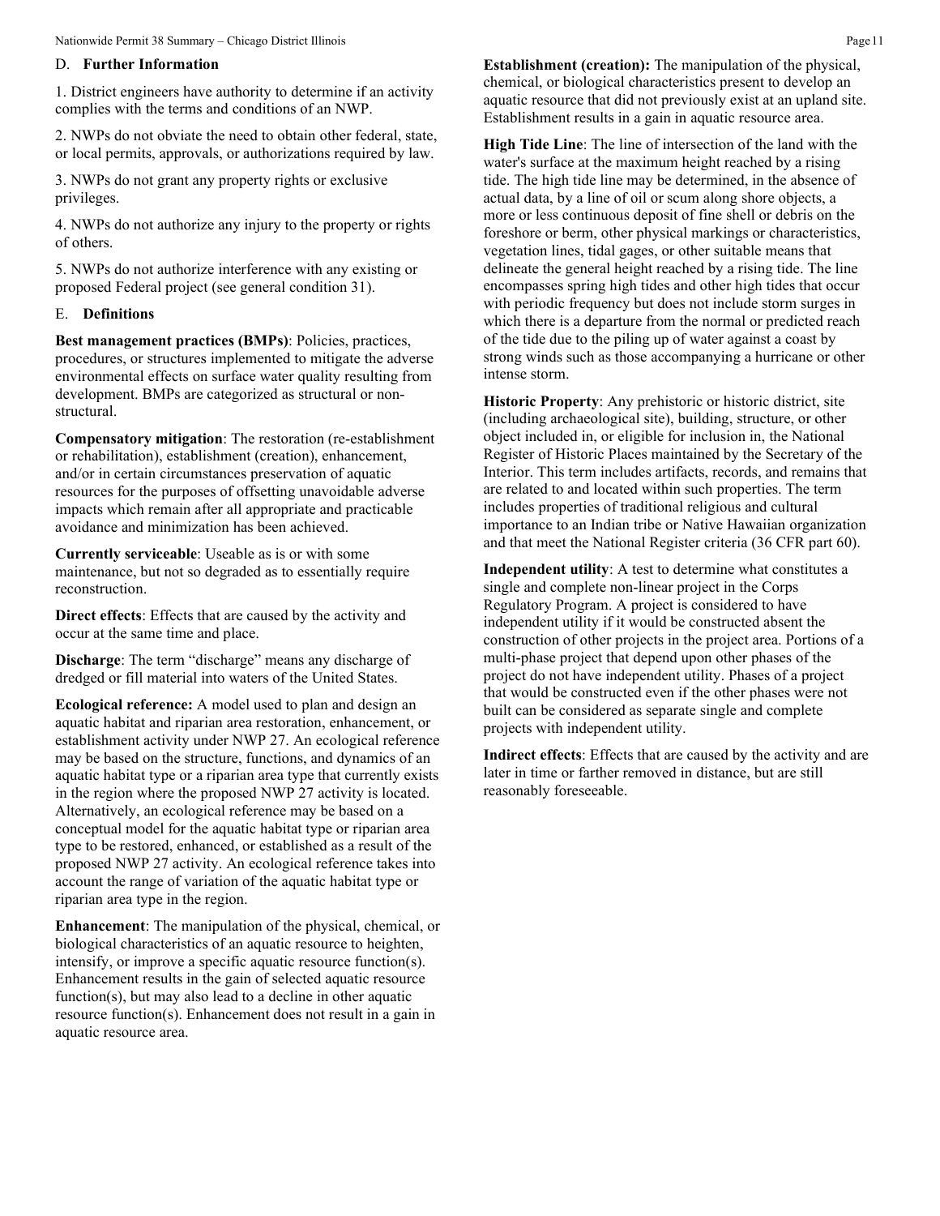## D. Further Information

1. District engineers have authority to determine if an activity complies with the terms and conditions of an NWP.

2. NWPs do not obviate the need to obtain other federal, state, or local permits, approvals, or authorizations required by law.

3. NWPs do not grant any property rights or exclusive privileges.

4. NWPs do not authorize any injury to the property or rights of others.

5. NWPs do not authorize interference with any existing or proposed Federal project (see general condition 31).

## E. Definitions

**Best management practices (BMPs)**: Policies, practices, procedures, or structures implemented to mitigate the adverse environmental effects on surface water quality resulting from development. BMPs are categorized as structural or non-structural.

**Compensatory mitigation**: The restoration (re-establishment or rehabilitation), establishment (creation), enhancement, and/or in certain circumstances preservation of aquatic resources for the purposes of offsetting unavoidable adverse impacts which remain after all appropriate and practicable avoidance and minimization has been achieved.

**Currently serviceable**: Useable as is or with some maintenance, but not so degraded as to essentially require reconstruction.

**Direct effects**: Effects that are caused by the activity and occur at the same time and place.

**Discharge**: The term "discharge" means any discharge of dredged or fill material into waters of the United States.

**Ecological reference:** A model used to plan and design an aquatic habitat and riparian area restoration, enhancement, or establishment activity under NWP 27. An ecological reference may be based on the structure, functions, and dynamics of an aquatic habitat type or a riparian area type that currently exists in the region where the proposed NWP 27 activity is located. Alternatively, an ecological reference may be based on a conceptual model for the aquatic habitat type or riparian area type to be restored, enhanced, or established as a result of the proposed NWP 27 activity. An ecological reference takes into account the range of variation of the aquatic habitat type or riparian area type in the region.

**Enhancement**: The manipulation of the physical, chemical, or biological characteristics of an aquatic resource to heighten, intensify, or improve a specific aquatic resource function(s). Enhancement results in the gain of selected aquatic resource function(s), but may also lead to a decline in other aquatic resource function(s). Enhancement does not result in a gain in aquatic resource area.

**Establishment (creation):** The manipulation of the physical, chemical, or biological characteristics present to develop an aquatic resource that did not previously exist at an upland site. Establishment results in a gain in aquatic resource area.

**High Tide Line**: The line of intersection of the land with the water's surface at the maximum height reached by a rising tide. The high tide line may be determined, in the absence of actual data, by a line of oil or scum along shore objects, a more or less continuous deposit of fine shell or debris on the foreshore or berm, other physical markings or characteristics, vegetation lines, tidal gages, or other suitable means that delineate the general height reached by a rising tide. The line encompasses spring high tides and other high tides that occur with periodic frequency but does not include storm surges in which there is a departure from the normal or predicted reach of the tide due to the piling up of water against a coast by strong winds such as those accompanying a hurricane or other intense storm.

**Historic Property**: Any prehistoric or historic district, site (including archaeological site), building, structure, or other object included in, or eligible for inclusion in, the National Register of Historic Places maintained by the Secretary of the Interior. This term includes artifacts, records, and remains that are related to and located within such properties. The term includes properties of traditional religious and cultural importance to an Indian tribe or Native Hawaiian organization and that meet the National Register criteria (36 CFR part 60).

**Independent utility**: A test to determine what constitutes a single and complete non-linear project in the Corps Regulatory Program. A project is considered to have independent utility if it would be constructed absent the construction of other projects in the project area. Portions of a multi-phase project that depend upon other phases of the project do not have independent utility. Phases of a project that would be constructed even if the other phases were not built can be considered as separate single and complete projects with independent utility.

**Indirect effects**: Effects that are caused by the activity and are later in time or farther removed in distance, but are still reasonably foreseeable.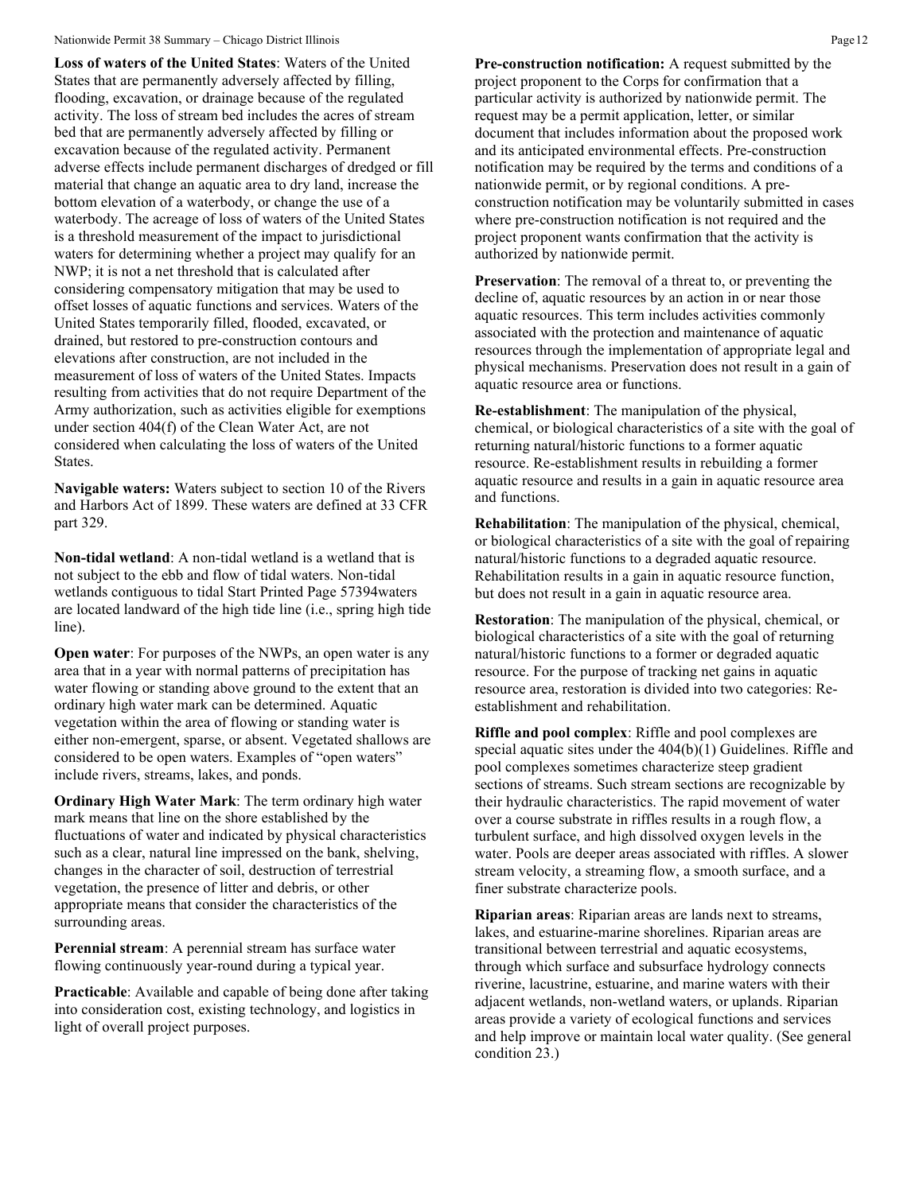**Loss of waters of the United States**: Waters of the United States that are permanently adversely affected by filling, flooding, excavation, or drainage because of the regulated activity. The loss of stream bed includes the acres of stream bed that are permanently adversely affected by filling or excavation because of the regulated activity. Permanent adverse effects include permanent discharges of dredged or fill material that change an aquatic area to dry land, increase the bottom elevation of a waterbody, or change the use of a waterbody. The acreage of loss of waters of the United States is a threshold measurement of the impact to jurisdictional waters for determining whether a project may qualify for an NWP; it is not a net threshold that is calculated after considering compensatory mitigation that may be used to offset losses of aquatic functions and services. Waters of the United States temporarily filled, flooded, excavated, or drained, but restored to pre-construction contours and elevations after construction, are not included in the measurement of loss of waters of the United States. Impacts resulting from activities that do not require Department of the Army authorization, such as activities eligible for exemptions under section 404(f) of the Clean Water Act, are not considered when calculating the loss of waters of the United States.

**Navigable waters:** Waters subject to section 10 of the Rivers and Harbors Act of 1899. These waters are defined at 33 CFR part 329.

**Non-tidal wetland**: A non-tidal wetland is a wetland that is not subject to the ebb and flow of tidal waters. Non-tidal wetlands contiguous to tidal Start Printed Page 57394waters are located landward of the high tide line (i.e., spring high tide line).

**Open water**: For purposes of the NWPs, an open water is any area that in a year with normal patterns of precipitation has water flowing or standing above ground to the extent that an ordinary high water mark can be determined. Aquatic vegetation within the area of flowing or standing water is either non-emergent, sparse, or absent. Vegetated shallows are considered to be open waters. Examples of "open waters" include rivers, streams, lakes, and ponds.

**Ordinary High Water Mark**: The term ordinary high water mark means that line on the shore established by the fluctuations of water and indicated by physical characteristics such as a clear, natural line impressed on the bank, shelving, changes in the character of soil, destruction of terrestrial vegetation, the presence of litter and debris, or other appropriate means that consider the characteristics of the surrounding areas.

**Perennial stream**: A perennial stream has surface water flowing continuously year-round during a typical year.

**Practicable**: Available and capable of being done after taking into consideration cost, existing technology, and logistics in light of overall project purposes.

**Pre-construction notification:** A request submitted by the project proponent to the Corps for confirmation that a particular activity is authorized by nationwide permit. The request may be a permit application, letter, or similar document that includes information about the proposed work and its anticipated environmental effects. Pre-construction notification may be required by the terms and conditions of a nationwide permit, or by regional conditions. A pre-construction notification may be voluntarily submitted in cases where pre-construction notification is not required and the project proponent wants confirmation that the activity is authorized by nationwide permit.

**Preservation**: The removal of a threat to, or preventing the decline of, aquatic resources by an action in or near those aquatic resources. This term includes activities commonly associated with the protection and maintenance of aquatic resources through the implementation of appropriate legal and physical mechanisms. Preservation does not result in a gain of aquatic resource area or functions.

**Re-establishment**: The manipulation of the physical, chemical, or biological characteristics of a site with the goal of returning natural/historic functions to a former aquatic resource. Re-establishment results in rebuilding a former aquatic resource and results in a gain in aquatic resource area and functions.

**Rehabilitation**: The manipulation of the physical, chemical, or biological characteristics of a site with the goal of repairing natural/historic functions to a degraded aquatic resource. Rehabilitation results in a gain in aquatic resource function, but does not result in a gain in aquatic resource area.

**Restoration**: The manipulation of the physical, chemical, or biological characteristics of a site with the goal of returning natural/historic functions to a former or degraded aquatic resource. For the purpose of tracking net gains in aquatic resource area, restoration is divided into two categories: Re-establishment and rehabilitation.

**Riffle and pool complex**: Riffle and pool complexes are special aquatic sites under the 404(b)(1) Guidelines. Riffle and pool complexes sometimes characterize steep gradient sections of streams. Such stream sections are recognizable by their hydraulic characteristics. The rapid movement of water over a course substrate in riffles results in a rough flow, a turbulent surface, and high dissolved oxygen levels in the water. Pools are deeper areas associated with riffles. A slower stream velocity, a streaming flow, a smooth surface, and a finer substrate characterize pools.

**Riparian areas**: Riparian areas are lands next to streams, lakes, and estuarine-marine shorelines. Riparian areas are transitional between terrestrial and aquatic ecosystems, through which surface and subsurface hydrology connects riverine, lacustrine, estuarine, and marine waters with their adjacent wetlands, non-wetland waters, or uplands. Riparian areas provide a variety of ecological functions and services and help improve or maintain local water quality. (See general condition 23.)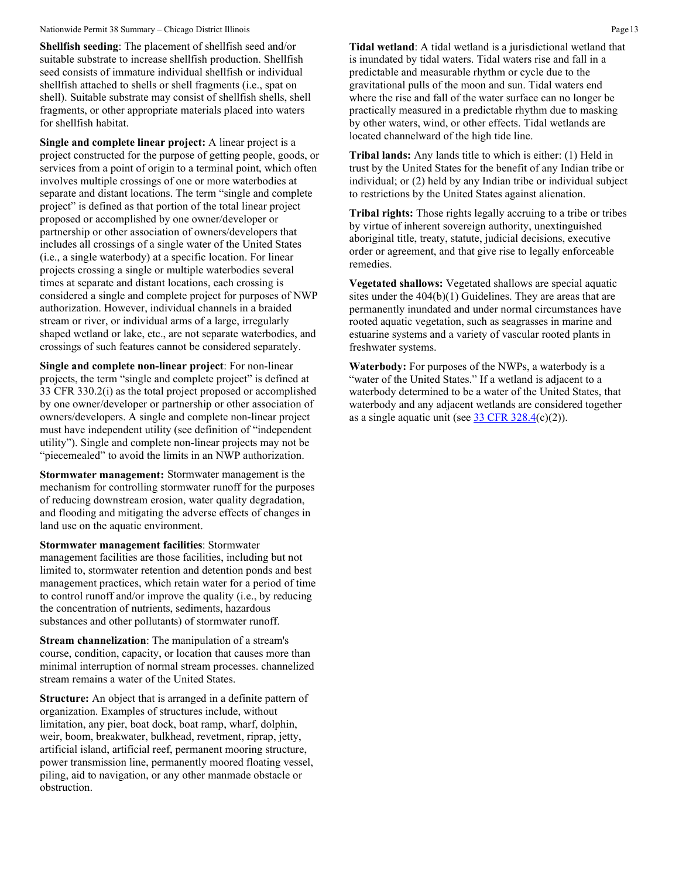**Shellfish seeding**: The placement of shellfish seed and/or suitable substrate to increase shellfish production. Shellfish seed consists of immature individual shellfish or individual shellfish attached to shells or shell fragments (i.e., spat on shell). Suitable substrate may consist of shellfish shells, shell fragments, or other appropriate materials placed into waters for shellfish habitat.

**Single and complete linear project:** A linear project is a project constructed for the purpose of getting people, goods, or services from a point of origin to a terminal point, which often involves multiple crossings of one or more waterbodies at separate and distant locations. The term "single and complete project" is defined as that portion of the total linear project proposed or accomplished by one owner/developer or partnership or other association of owners/developers that includes all crossings of a single water of the United States (i.e., a single waterbody) at a specific location. For linear projects crossing a single or multiple waterbodies several times at separate and distant locations, each crossing is considered a single and complete project for purposes of NWP authorization. However, individual channels in a braided stream or river, or individual arms of a large, irregularly shaped wetland or lake, etc., are not separate waterbodies, and crossings of such features cannot be considered separately.

**Single and complete non-linear project**: For non-linear projects, the term "single and complete project" is defined at 33 CFR 330.2(i) as the total project proposed or accomplished by one owner/developer or partnership or other association of owners/developers. A single and complete non-linear project must have independent utility (see definition of "independent utility"). Single and complete non-linear projects may not be "piecemealed" to avoid the limits in an NWP authorization.

**Stormwater management:** Stormwater management is the mechanism for controlling stormwater runoff for the purposes of reducing downstream erosion, water quality degradation, and flooding and mitigating the adverse effects of changes in land use on the aquatic environment.

**Stormwater management facilities**: Stormwater management facilities are those facilities, including but not limited to, stormwater retention and detention ponds and best management practices, which retain water for a period of time to control runoff and/or improve the quality (i.e., by reducing the concentration of nutrients, sediments, hazardous substances and other pollutants) of stormwater runoff.

**Stream channelization**: The manipulation of a stream's course, condition, capacity, or location that causes more than minimal interruption of normal stream processes. channelized stream remains a water of the United States.

**Structure:** An object that is arranged in a definite pattern of organization. Examples of structures include, without limitation, any pier, boat dock, boat ramp, wharf, dolphin, weir, boom, breakwater, bulkhead, revetment, riprap, jetty, artificial island, artificial reef, permanent mooring structure, power transmission line, permanently moored floating vessel, piling, aid to navigation, or any other manmade obstacle or obstruction.

**Tidal wetland**: A tidal wetland is a jurisdictional wetland that is inundated by tidal waters. Tidal waters rise and fall in a predictable and measurable rhythm or cycle due to the gravitational pulls of the moon and sun. Tidal waters end where the rise and fall of the water surface can no longer be practically measured in a predictable rhythm due to masking by other waters, wind, or other effects. Tidal wetlands are located channelward of the high tide line.

**Tribal lands:** Any lands title to which is either: (1) Held in trust by the United States for the benefit of any Indian tribe or individual; or (2) held by any Indian tribe or individual subject to restrictions by the United States against alienation.

**Tribal rights:** Those rights legally accruing to a tribe or tribes by virtue of inherent sovereign authority, unextinguished aboriginal title, treaty, statute, judicial decisions, executive order or agreement, and that give rise to legally enforceable remedies.

**Vegetated shallows:** Vegetated shallows are special aquatic sites under the 404(b)(1) Guidelines. They are areas that are permanently inundated and under normal circumstances have rooted aquatic vegetation, such as seagrasses in marine and estuarine systems and a variety of vascular rooted plants in freshwater systems.

**Waterbody:** For purposes of the NWPs, a waterbody is a "water of the United States." If a wetland is adjacent to a waterbody determined to be a water of the United States, that waterbody and any adjacent wetlands are considered together as a single aquatic unit (see 33 CFR 328.4(c)(2)).